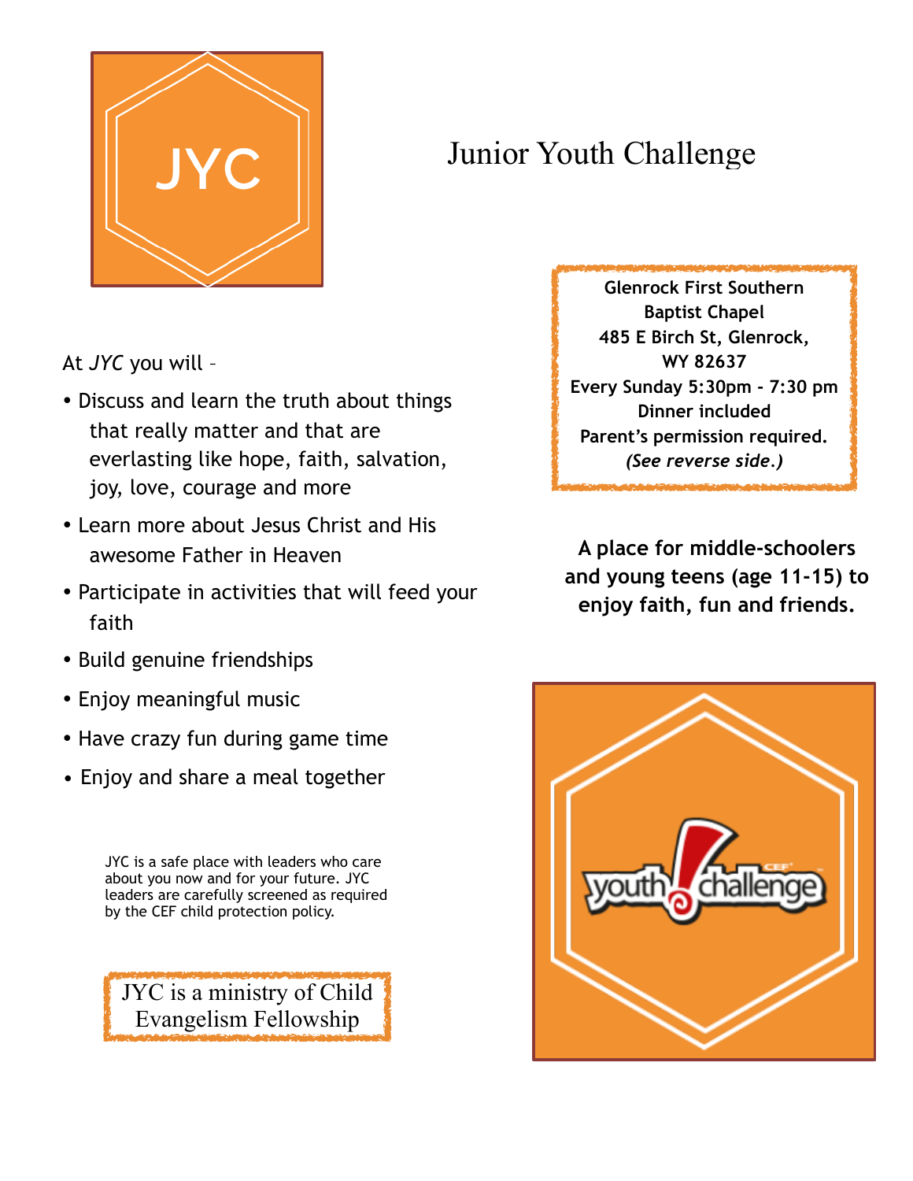JYC

# Junior Youth Challenge

At *JYC* you will –

- Discuss and learn the truth about things that really matter and that are everlasting like hope, faith, salvation, joy, love, courage and more
- Learn more about Jesus Christ and His awesome Father in Heaven
- Participate in activities that will feed your faith
- Build genuine friendships
- Enjoy meaningful music
- Have crazy fun during game time
- Enjoy and share a meal together

**Glenrock First Southern Baptist Chapel**
**485 E Birch St, Glenrock, WY 82637**
**Every Sunday 5:30pm - 7:30 pm**
**Dinner included**
**Parent's permission required.**
***(See reverse side.)***

**A place for middle-schoolers and young teens (age 11-15) to enjoy faith, fun and friends.**

JYC is a safe place with leaders who care about you now and for your future. JYC leaders are carefully screened as required by the CEF child protection policy.

JYC is a ministry of Child Evangelism Fellowship

youth challenge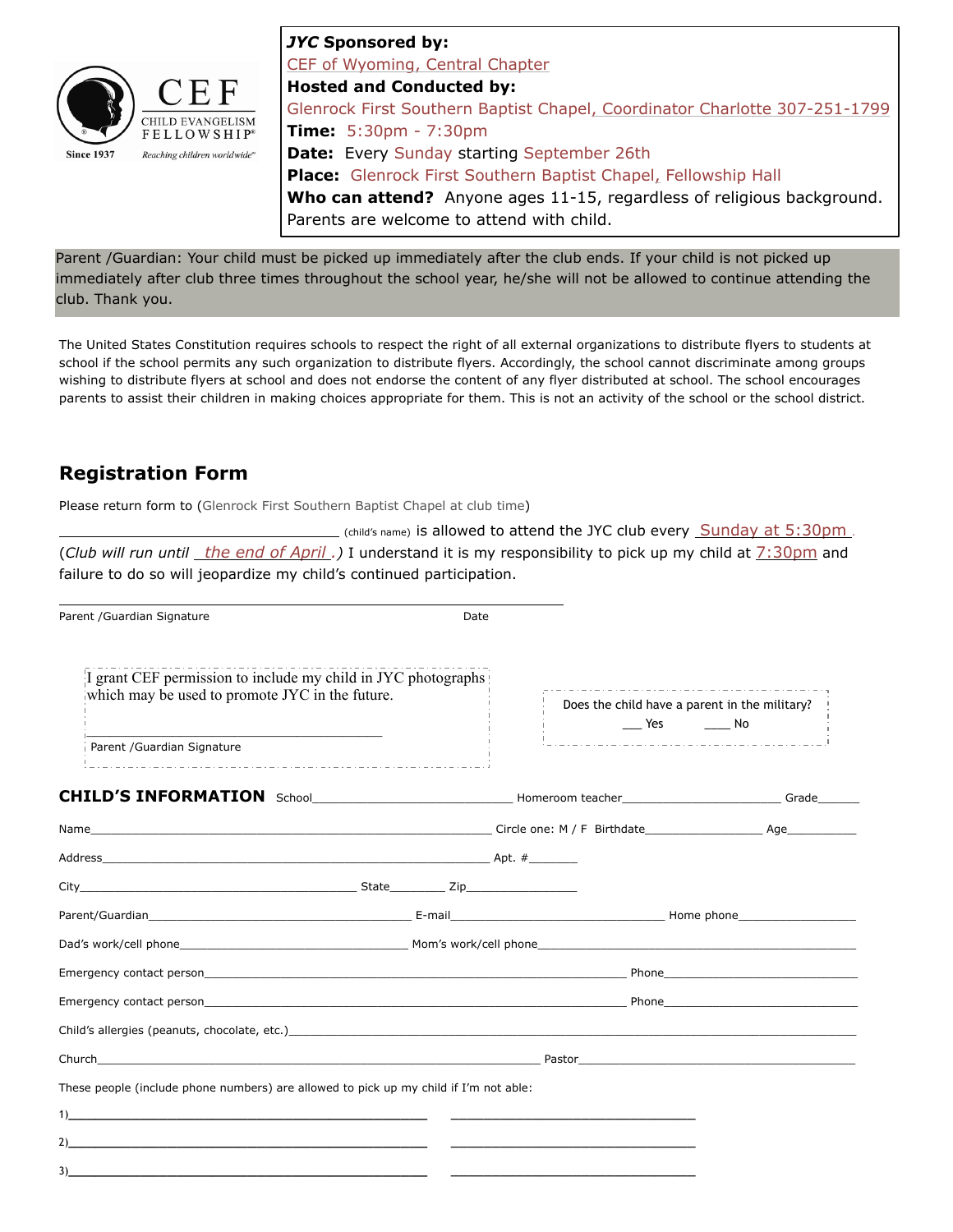CEF
CHILD EVANGELISM FELLOWSHIP®
Since 1937
Reaching children worldwide™

***JYC* Sponsored by:**
CEF of Wyoming, Central Chapter
**Hosted and Conducted by:**
Glenrock First Southern Baptist Chapel, Coordinator Charlotte 307-251-1799
**Time:** 5:30pm - 7:30pm
**Date:** Every Sunday starting September 26th
**Place:** Glenrock First Southern Baptist Chapel, Fellowship Hall
**Who can attend?** Anyone ages 11-15, regardless of religious background. Parents are welcome to attend with child.

Parent /Guardian: Your child must be picked up immediately after the club ends. If your child is not picked up immediately after club three times throughout the school year, he/she will not be allowed to continue attending the club. Thank you.

The United States Constitution requires schools to respect the right of all external organizations to distribute flyers to students at school if the school permits any such organization to distribute flyers. Accordingly, the school cannot discriminate among groups wishing to distribute flyers at school and does not endorse the content of any flyer distributed at school. The school encourages parents to assist their children in making choices appropriate for them. This is not an activity of the school or the school district.

## Registration Form

Please return form to (Glenrock First Southern Baptist Chapel at club time)

_______________________________ (child's name) is allowed to attend the JYC club every Sunday at 5:30pm. (*Club will run until* *the end of April*.) I understand it is my responsibility to pick up my child at 7:30pm and failure to do so will jeopardize my child's continued participation.

_______________________________________________________

Parent /Guardian Signature　　　　　　　　　　Date

I grant CEF permission to include my child in JYC photographs which may be used to promote JYC in the future.

_______________________________________

Parent /Guardian Signature

Does the child have a parent in the military?
___ Yes　　____ No

**CHILD'S INFORMATION** School__________________________ Homeroom teacher______________________ Grade______

Name_____________________________________________ Circle one: M / F Birthdate________________ Age__________

Address_____________________________________________ Apt. #_______

City____________________________ State________ Zip________________

Parent/Guardian____________________________ E-mail______________________________ Home phone_________________

Dad's work/cell phone_____________________________ Mom's work/cell phone____________________________________

Emergency contact person______________________________________________ Phone_____________________________

Emergency contact person______________________________________________ Phone_____________________________

Child's allergies (peanuts, chocolate, etc.)________________________________________________________________

Church______________________________________________________ Pastor________________________________________

These people (include phone numbers) are allowed to pick up my child if I'm not able:

1)______________________________________________　　______________________________

2)______________________________________________　　______________________________

3)______________________________________________　　______________________________